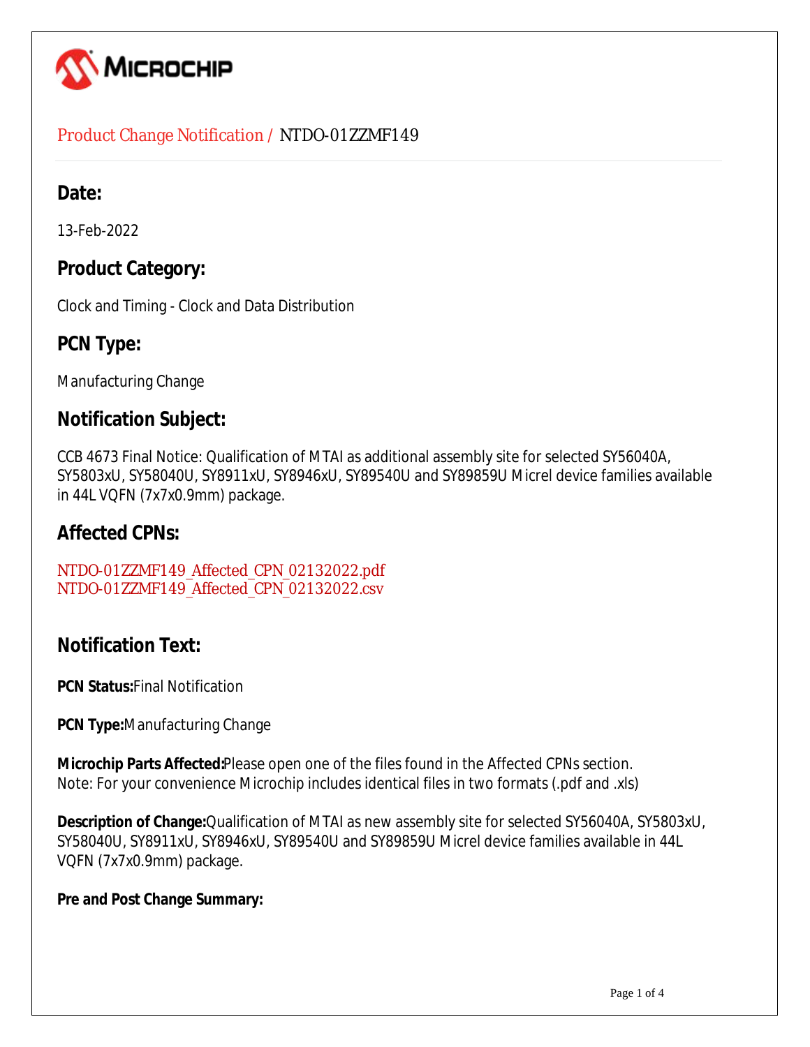Product Change Notification / NTDO-01ZZMF149

## Date:

13-Feb-2022

## Product Category:

Clock and Timing - Clock and Data Distribution

## PCN Type:

Manufacturing Change

## Notification Subject:

CCB 4673 Final Notice: Qualification of MTAI as additional assembly site for selected SY56040A, SY5803xU, SY58040U, SY8911xU, SY8946xU, SY89540U and SY89859U Micrel device families available in 44L VQFN (7x7x0.9mm) package.

## Affected CPNs:

NTDO-01ZZMF149_Affected_CPN_02132022.pdf
NTDO-01ZZMF149_Affected_CPN_02132022.csv

## Notification Text:

**PCN Status:**Final Notification

**PCN Type:**Manufacturing Change

**Microchip Parts Affected:**Please open one of the files found in the Affected CPNs section.
Note: For your convenience Microchip includes identical files in two formats (.pdf and .xls)

**Description of Change:**Qualification of MTAI as new assembly site for selected SY56040A, SY5803xU, SY58040U, SY8911xU, SY8946xU, SY89540U and SY89859U Micrel device families available in 44L VQFN (7x7x0.9mm) package.

**Pre and Post Change Summary:**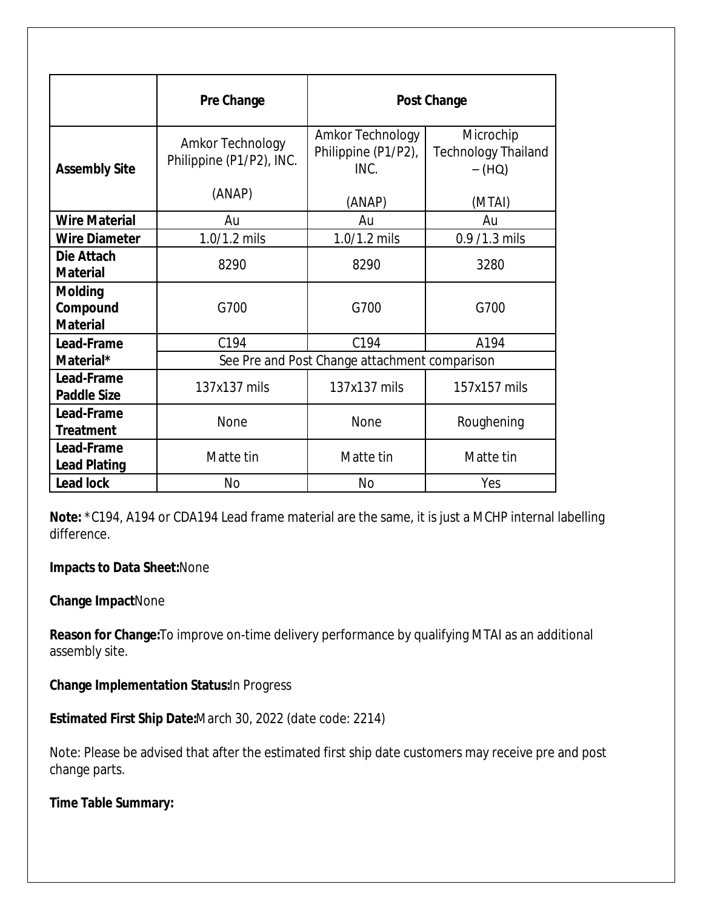| | Pre Change | Post Change | |
|---|---|---|---|
| **Assembly Site** | Amkor Technology Philippine (P1/P2), INC. (ANAP) | Amkor Technology Philippine (P1/P2), INC. (ANAP) | Microchip Technology Thailand – (HQ) (MTAI) |
| **Wire Material** | Au | Au | Au |
| **Wire Diameter** | 1.0/1.2 mils | 1.0/1.2 mils | 0.9 /1.3 mils |
| **Die Attach Material** | 8290 | 8290 | 3280 |
| **Molding Compound Material** | G700 | G700 | G700 |
| **Lead-Frame Material*** | C194 | C194 | A194 |
| | See Pre and Post Change attachment comparison | | |
| **Lead-Frame Paddle Size** | 137x137 mils | 137x137 mils | 157x157 mils |
| **Lead-Frame Treatment** | None | None | Roughening |
| **Lead-Frame Lead Plating** | Matte tin | Matte tin | Matte tin |
| **Lead lock** | No | No | Yes |

**Note:** *C194, A194 or CDA194 Lead frame material are the same, it is just a MCHP internal labelling difference.

**Impacts to Data Sheet:**None

**Change Impact**None

**Reason for Change:**To improve on-time delivery performance by qualifying MTAI as an additional assembly site.

**Change Implementation Status:**In Progress

**Estimated First Ship Date:**March 30, 2022 (date code: 2214)

Note: Please be advised that after the estimated first ship date customers may receive pre and post change parts.

**Time Table Summary:**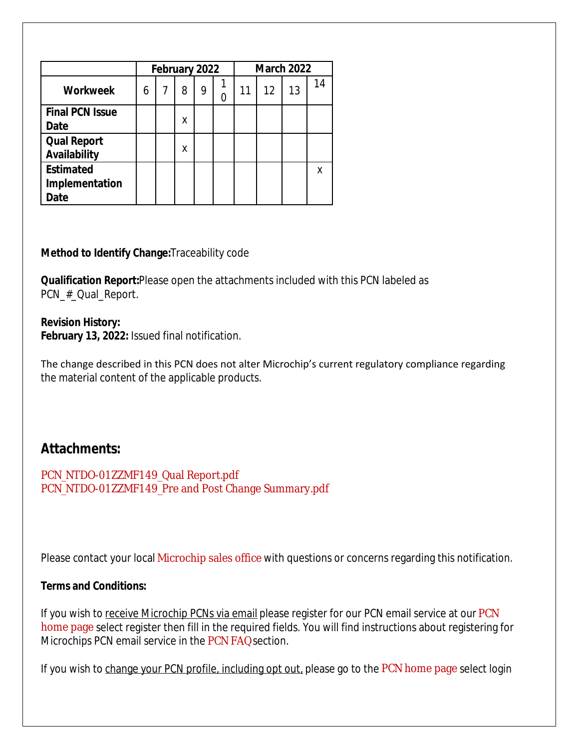| | February 2022 | | | | | March 2022 | | | |
|---|---|---|---|---|---|---|---|---|---|
| **Workweek** | 6 | 7 | 8 | 9 | 10 | 11 | 12 | 13 | 14 |
| **Final PCN Issue Date** | | | X | | | | | | |
| **Qual Report Availability** | | | X | | | | | | |
| **Estimated Implementation Date** | | | | | | | | | X |

**Method to Identify Change:** Traceability code

**Qualification Report:** Please open the attachments included with this PCN labeled as PCN_#_Qual_Report.

**Revision History:**
**February 13, 2022:** Issued final notification.

The change described in this PCN does not alter Microchip's current regulatory compliance regarding the material content of the applicable products.

## Attachments:

PCN_NTDO-01ZZMF149_Qual Report.pdf
PCN_NTDO-01ZZMF149_Pre and Post Change Summary.pdf

Please contact your local Microchip sales office with questions or concerns regarding this notification.

**Terms and Conditions:**

If you wish to receive Microchip PCNs via email please register for our PCN email service at our PCN home page select register then fill in the required fields. You will find instructions about registering for Microchips PCN email service in the PCN FAQ section.

If you wish to change your PCN profile, including opt out, please go to the PCN home page select login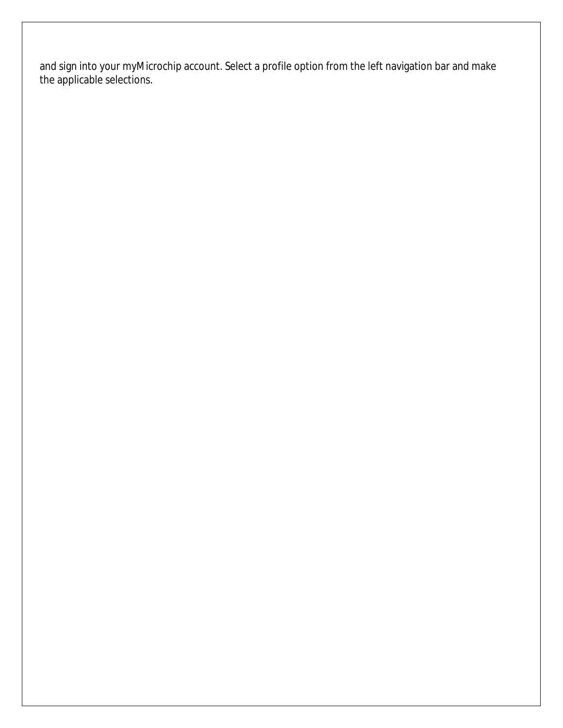and sign into your myMicrochip account. Select a profile option from the left navigation bar and make the applicable selections.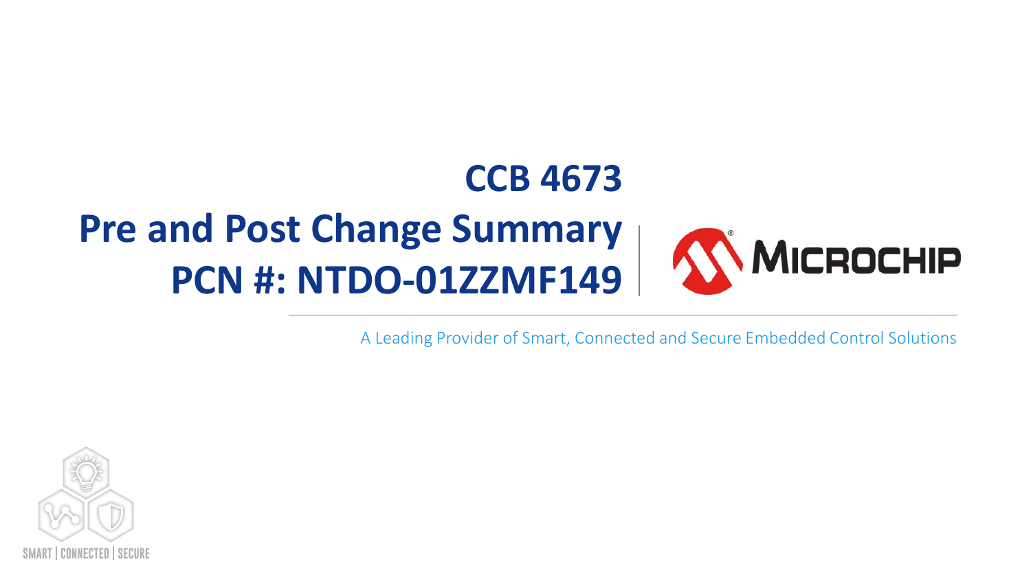# CCB 4673

# Pre and Post Change Summary

# PCN #: NTDO-01ZZMF149

A Leading Provider of Smart, Connected and Secure Embedded Control Solutions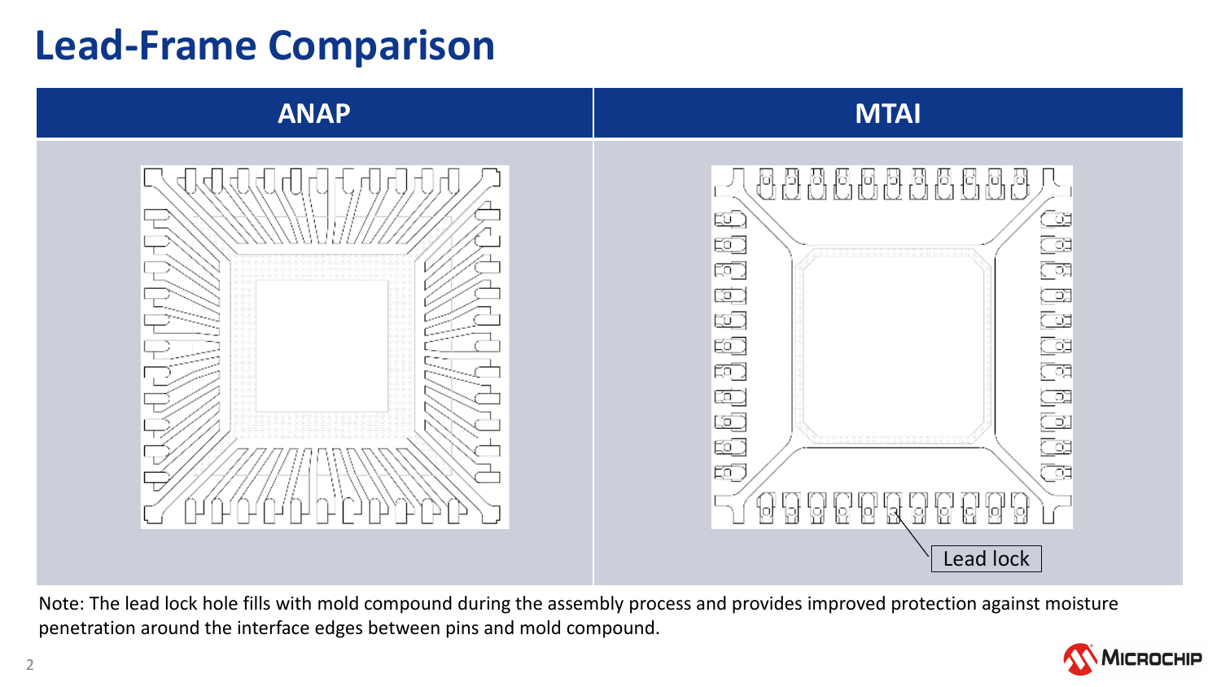# Lead-Frame Comparison

| ANAP | MTAI |
| --- | --- |
| | Lead lock |

Note: The lead lock hole fills with mold compound during the assembly process and provides improved protection against moisture penetration around the interface edges between pins and mold compound.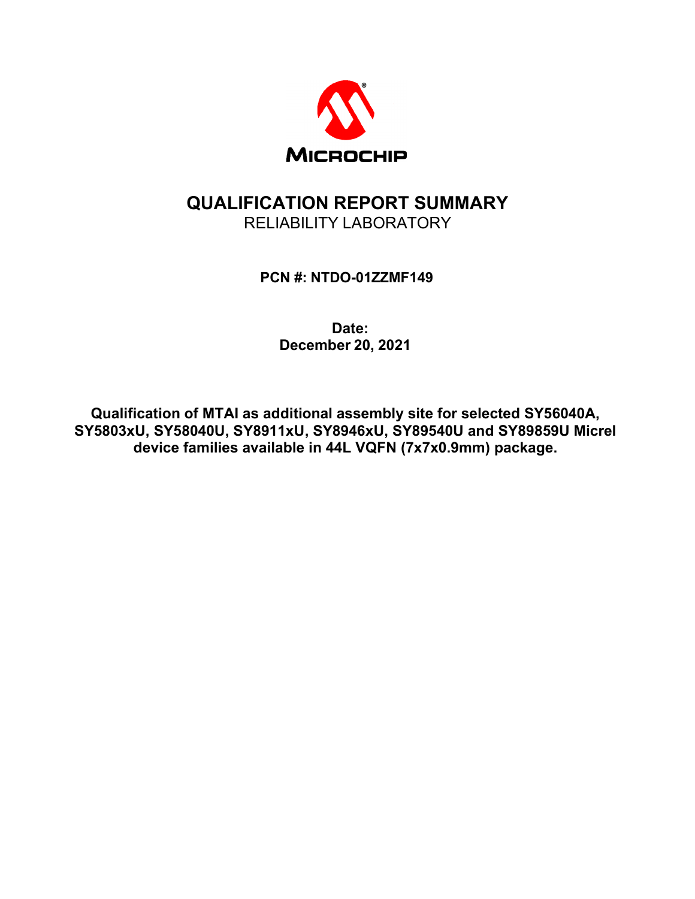MICROCHIP

# QUALIFICATION REPORT SUMMARY

RELIABILITY LABORATORY

**PCN #: NTDO-01ZZMF149**

**Date:**
**December 20, 2021**

**Qualification of MTAI as additional assembly site for selected SY56040A, SY5803xU, SY58040U, SY8911xU, SY8946xU, SY89540U and SY89859U Micrel device families available in 44L VQFN (7x7x0.9mm) package.**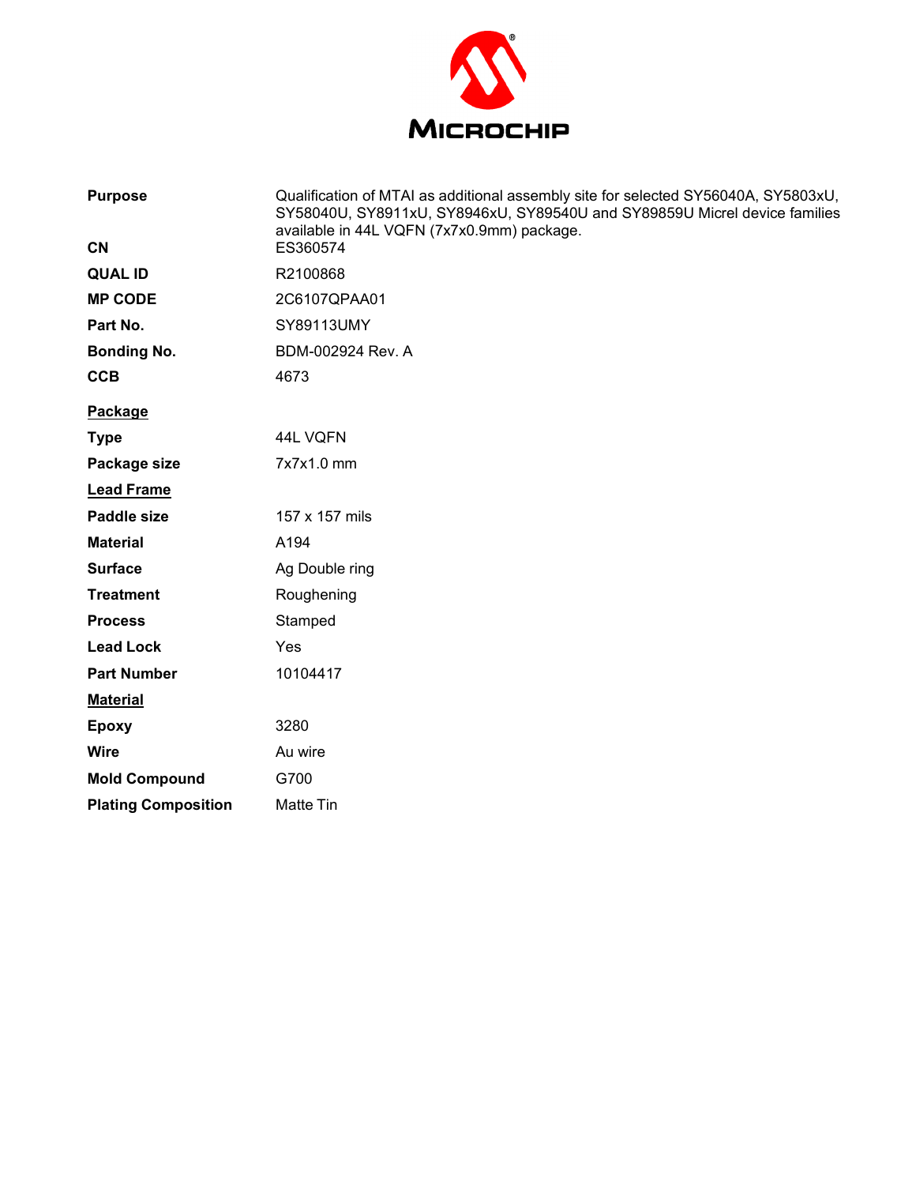MICROCHIP

| | |
|---|---|
| **Purpose** | Qualification of MTAI as additional assembly site for selected SY56040A, SY5803xU, SY58040U, SY8911xU, SY8946xU, SY89540U and SY89859U Micrel device families available in 44L VQFN (7x7x0.9mm) package. |
| **CN** | ES360574 |
| **QUAL ID** | R2100868 |
| **MP CODE** | 2C6107QPAA01 |
| **Part No.** | SY89113UMY |
| **Bonding No.** | BDM-002924 Rev. A |
| **CCB** | 4673 |

**Package**

| | |
|---|---|
| **Type** | 44L VQFN |
| **Package size** | 7x7x1.0 mm |

**Lead Frame**

| | |
|---|---|
| **Paddle size** | 157 x 157 mils |
| **Material** | A194 |
| **Surface** | Ag Double ring |
| **Treatment** | Roughening |
| **Process** | Stamped |
| **Lead Lock** | Yes |
| **Part Number** | 10104417 |

**Material**

| | |
|---|---|
| **Epoxy** | 3280 |
| **Wire** | Au wire |
| **Mold Compound** | G700 |
| **Plating Composition** | Matte Tin |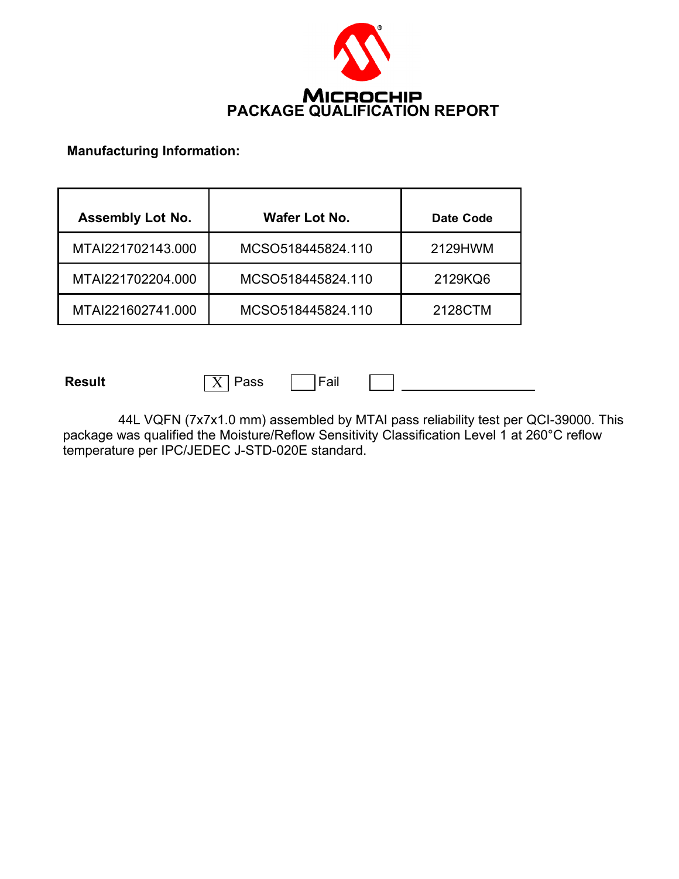MICROCHIP

# PACKAGE QUALIFICATION REPORT

**Manufacturing Information:**

| Assembly Lot No. | Wafer Lot No. | Date Code |
|---|---|---|
| MTAI221702143.000 | MCSO518445824.110 | 2129HWM |
| MTAI221702204.000 | MCSO518445824.110 | 2129KQ6 |
| MTAI221602741.000 | MCSO518445824.110 | 2128CTM |

**Result** [X] Pass [ ] Fail [ ] ____________________

44L VQFN (7x7x1.0 mm) assembled by MTAI pass reliability test per QCI-39000. This package was qualified the Moisture/Reflow Sensitivity Classification Level 1 at 260°C reflow temperature per IPC/JEDEC J-STD-020E standard.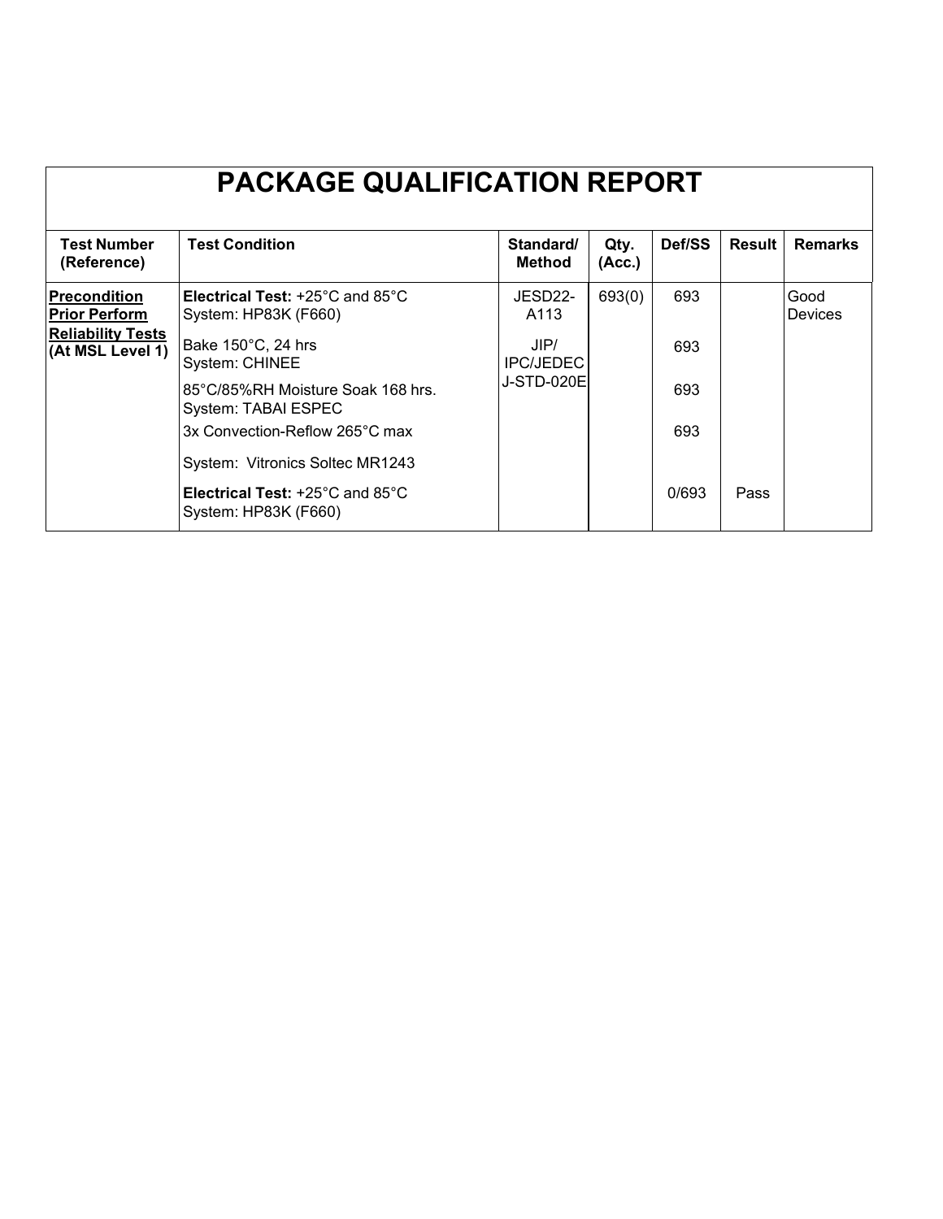# PACKAGE QUALIFICATION REPORT

| Test Number (Reference) | Test Condition | Standard/ Method | Qty. (Acc.) | Def/SS | Result | Remarks |
|---|---|---|---|---|---|---|
| **Precondition Prior Perform Reliability Tests (At MSL Level 1)** | **Electrical Test:** +25°C and 85°C System: HP83K (F660) | JESD22-A113 | 693(0) | 693 | | Good Devices |
| | Bake 150°C, 24 hrs System: CHINEE | JIP/ IPC/JEDEC J-STD-020E | | 693 | | |
| | 85°C/85%RH Moisture Soak 168 hrs. System: TABAI ESPEC | | | 693 | | |
| | 3x Convection-Reflow 265°C max | | | 693 | | |
| | System: Vitronics Soltec MR1243 | | | | | |
| | **Electrical Test:** +25°C and 85°C System: HP83K (F660) | | | 0/693 | Pass | |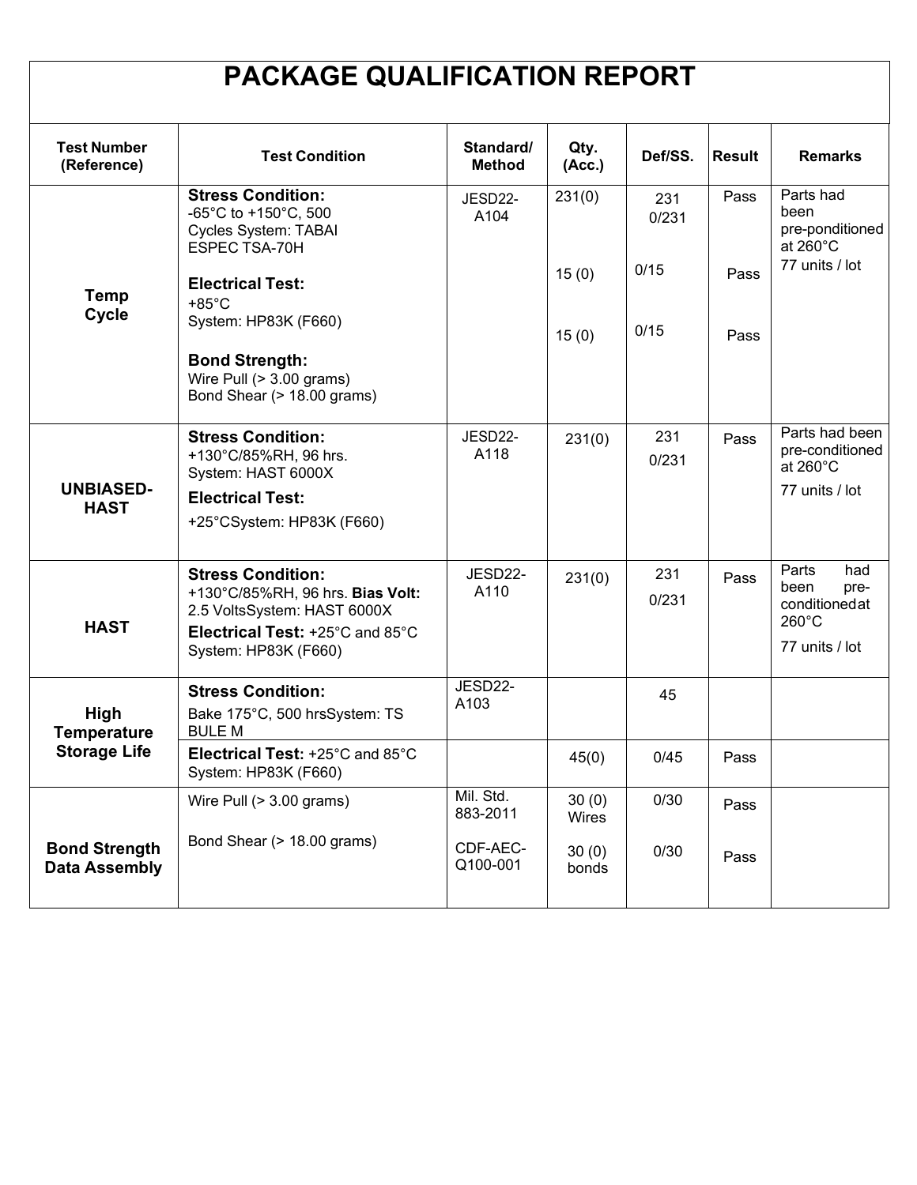# PACKAGE QUALIFICATION REPORT

| Test Number (Reference) | Test Condition | Standard/ Method | Qty. (Acc.) | Def/SS. | Result | Remarks |
|---|---|---|---|---|---|---|
| **Temp Cycle** | **Stress Condition:** -65°C to +150°C, 500 Cycles System: TABAI ESPEC TSA-70H | JESD22-A104 | 231(0) | 231 0/231 | Pass | Parts had been pre-ponditioned at 260°C 77 units / lot |
| | **Electrical Test:** +85°C System: HP83K (F660) | | 15 (0) | 0/15 | Pass | |
| | **Bond Strength:** Wire Pull (> 3.00 grams) Bond Shear (> 18.00 grams) | | 15 (0) | 0/15 | Pass | |
| **UNBIASED-HAST** | **Stress Condition:** +130°C/85%RH, 96 hrs. System: HAST 6000X **Electrical Test:** +25°CSystem: HP83K (F660) | JESD22-A118 | 231(0) | 231 0/231 | Pass | Parts had been pre-conditioned at 260°C 77 units / lot |
| **HAST** | **Stress Condition:** +130°C/85%RH, 96 hrs. **Bias Volt:** 2.5 VoltsSystem: HAST 6000X **Electrical Test:** +25°C and 85°C System: HP83K (F660) | JESD22-A110 | 231(0) | 231 0/231 | Pass | Parts had been pre-conditionedat 260°C 77 units / lot |
| **High Temperature Storage Life** | **Stress Condition:** Bake 175°C, 500 hrsSystem: TS BULE M | JESD22-A103 | | 45 | | |
| | **Electrical Test:** +25°C and 85°C System: HP83K (F660) | | 45(0) | 0/45 | Pass | |
| **Bond Strength Data Assembly** | Wire Pull (> 3.00 grams) | Mil. Std. 883-2011 | 30 (0) Wires | 0/30 | Pass | |
| | Bond Shear (> 18.00 grams) | CDF-AEC-Q100-001 | 30 (0) bonds | 0/30 | Pass | |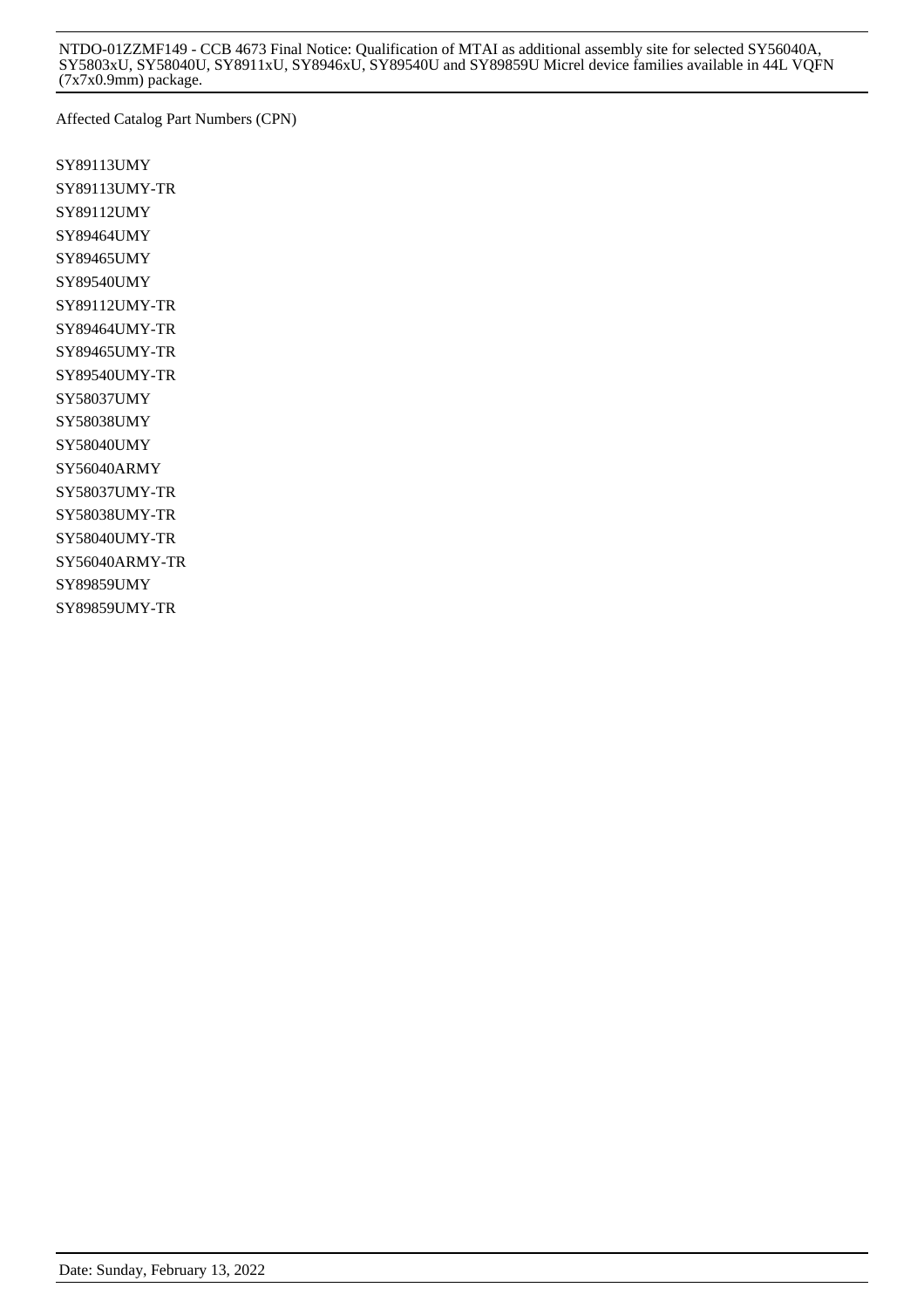Affected Catalog Part Numbers (CPN)

SY89113UMY
SY89113UMY-TR
SY89112UMY
SY89464UMY
SY89465UMY
SY89540UMY
SY89112UMY-TR
SY89464UMY-TR
SY89465UMY-TR
SY89540UMY-TR
SY58037UMY
SY58038UMY
SY58040UMY
SY56040ARMY
SY58037UMY-TR
SY58038UMY-TR
SY58040UMY-TR
SY56040ARMY-TR
SY89859UMY
SY89859UMY-TR